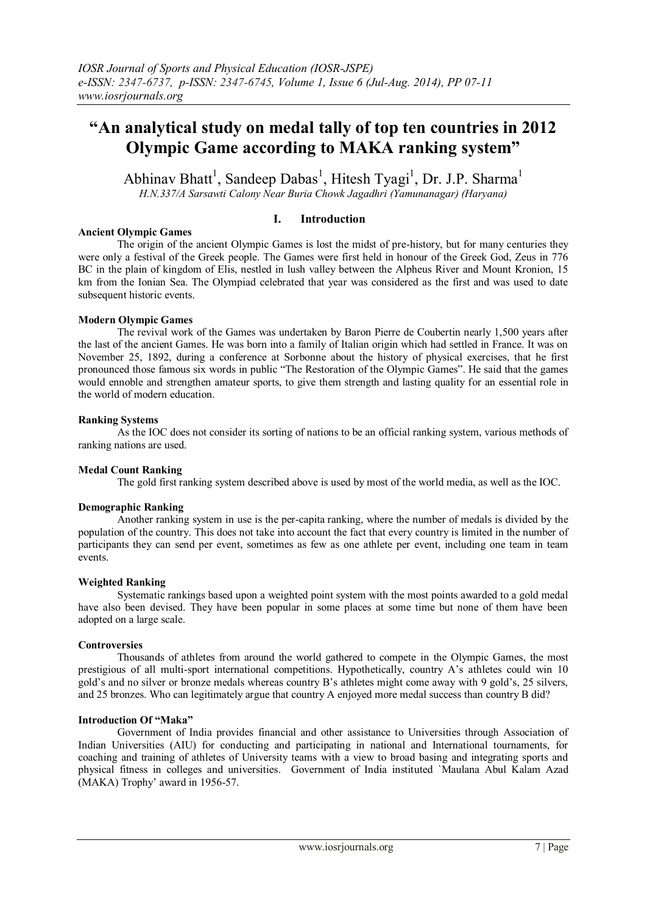# "An analytical study on medal tally of top ten countries in 2012 Olympic Game according to MAKA ranking system"

Abhinav Bhatt[1], Sandeep Dabas[1], Hitesh Tyagi[1], Dr. J.P. Sharma[1]

*H.N.337/A Sarsawti Calony Near Buria Chowk Jagadhri (Yamunanagar) (Haryana)*

## I. Introduction

### Ancient Olympic Games

The origin of the ancient Olympic Games is lost the midst of pre-history, but for many centuries they were only a festival of the Greek people. The Games were first held in honour of the Greek God, Zeus in 776 BC in the plain of kingdom of Elis, nestled in lush valley between the Alpheus River and Mount Kronion, 15 km from the Ionian Sea. The Olympiad celebrated that year was considered as the first and was used to date subsequent historic events.

### Modern Olympic Games

The revival work of the Games was undertaken by Baron Pierre de Coubertin nearly 1,500 years after the last of the ancient Games. He was born into a family of Italian origin which had settled in France. It was on November 25, 1892, during a conference at Sorbonne about the history of physical exercises, that he first pronounced those famous six words in public "The Restoration of the Olympic Games". He said that the games would ennoble and strengthen amateur sports, to give them strength and lasting quality for an essential role in the world of modern education.

### Ranking Systems

As the IOC does not consider its sorting of nations to be an official ranking system, various methods of ranking nations are used.

### Medal Count Ranking

The gold first ranking system described above is used by most of the world media, as well as the IOC.

### Demographic Ranking

Another ranking system in use is the per-capita ranking, where the number of medals is divided by the population of the country. This does not take into account the fact that every country is limited in the number of participants they can send per event, sometimes as few as one athlete per event, including one team in team events.

### Weighted Ranking

Systematic rankings based upon a weighted point system with the most points awarded to a gold medal have also been devised. They have been popular in some places at some time but none of them have been adopted on a large scale.

### Controversies

Thousands of athletes from around the world gathered to compete in the Olympic Games, the most prestigious of all multi-sport international competitions. Hypothetically, country A's athletes could win 10 gold's and no silver or bronze medals whereas country B's athletes might come away with 9 gold's, 25 silvers, and 25 bronzes. Who can legitimately argue that country A enjoyed more medal success than country B did?

### Introduction Of "Maka"

Government of India provides financial and other assistance to Universities through Association of Indian Universities (AIU) for conducting and participating in national and International tournaments, for coaching and training of athletes of University teams with a view to broad basing and integrating sports and physical fitness in colleges and universities. Government of India instituted `Maulana Abul Kalam Azad (MAKA) Trophy' award in 1956-57.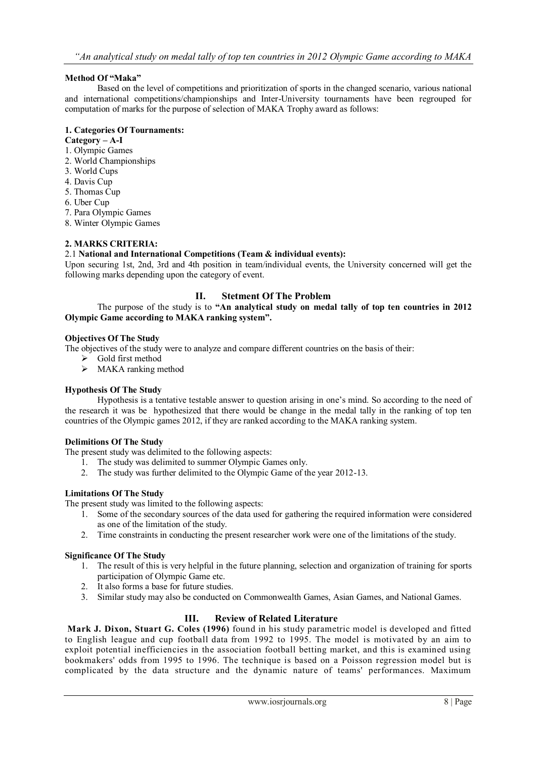**Method Of "Maka"**

Based on the level of competitions and prioritization of sports in the changed scenario, various national and international competitions/championships and Inter-University tournaments have been regrouped for computation of marks for the purpose of selection of MAKA Trophy award as follows:

**1. Categories Of Tournaments:**

**Category – A-I**

1. Olympic Games
2. World Championships
3. World Cups
4. Davis Cup
5. Thomas Cup
6. Uber Cup
7. Para Olympic Games
8. Winter Olympic Games

**2. MARKS CRITERIA:**

2.1 **National and International Competitions (Team & individual events):**

Upon securing 1st, 2nd, 3rd and 4th position in team/individual events, the University concerned will get the following marks depending upon the category of event.

## II. Stetment Of The Problem

The purpose of the study is to **"An analytical study on medal tally of top ten countries in 2012 Olympic Game according to MAKA ranking system".**

**Objectives Of The Study**

The objectives of the study were to analyze and compare different countries on the basis of their:

- Gold first method
- MAKA ranking method

**Hypothesis Of The Study**

Hypothesis is a tentative testable answer to question arising in one's mind. So according to the need of the research it was be hypothesized that there would be change in the medal tally in the ranking of top ten countries of the Olympic games 2012, if they are ranked according to the MAKA ranking system.

**Delimitions Of The Study**

The present study was delimited to the following aspects:

1. The study was delimited to summer Olympic Games only.
2. The study was further delimited to the Olympic Game of the year 2012-13.

**Limitations Of The Study**

The present study was limited to the following aspects:

1. Some of the secondary sources of the data used for gathering the required information were considered as one of the limitation of the study.
2. Time constraints in conducting the present researcher work were one of the limitations of the study.

**Significance Of The Study**

1. The result of this is very helpful in the future planning, selection and organization of training for sports participation of Olympic Game etc.
2. It also forms a base for future studies.
3. Similar study may also be conducted on Commonwealth Games, Asian Games, and National Games.

## III. Review of Related Literature

**Mark J. Dixon, Stuart G. Coles (1996)** found in his study parametric model is developed and fitted to English league and cup football data from 1992 to 1995. The model is motivated by an aim to exploit potential inefficiencies in the association football betting market, and this is examined using bookmakers' odds from 1995 to 1996. The technique is based on a Poisson regression model but is complicated by the data structure and the dynamic nature of teams' performances. Maximum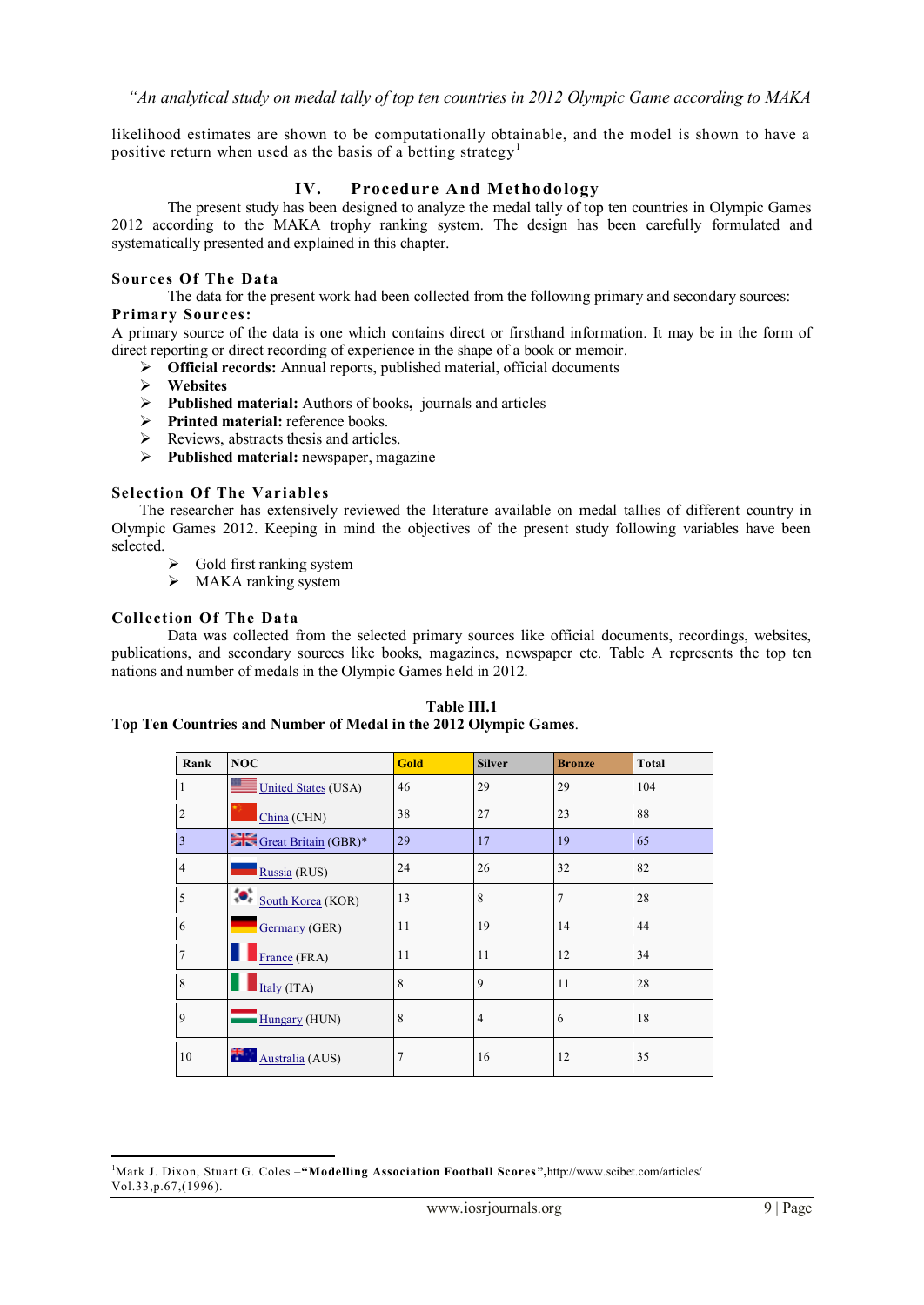likelihood estimates are shown to be computationally obtainable, and the model is shown to have a positive return when used as the basis of a betting strategy[1]

## IV. Procedure And Methodology

The present study has been designed to analyze the medal tally of top ten countries in Olympic Games 2012 according to the MAKA trophy ranking system. The design has been carefully formulated and systematically presented and explained in this chapter.

### Sources Of The Data

The data for the present work had been collected from the following primary and secondary sources:

**Primary Sources:**

A primary source of the data is one which contains direct or firsthand information. It may be in the form of direct reporting or direct recording of experience in the shape of a book or memoir.

- **Official records:** Annual reports, published material, official documents
- **Websites**
- **Published material:** Authors of books, journals and articles
- **Printed material:** reference books.
- Reviews, abstracts thesis and articles.
- **Published material:** newspaper, magazine

### Selection Of The Variables

The researcher has extensively reviewed the literature available on medal tallies of different country in Olympic Games 2012. Keeping in mind the objectives of the present study following variables have been selected.

- Gold first ranking system
- MAKA ranking system

### Collection Of The Data

Data was collected from the selected primary sources like official documents, recordings, websites, publications, and secondary sources like books, magazines, newspaper etc. Table A represents the top ten nations and number of medals in the Olympic Games held in 2012.

**Table III.1**
**Top Ten Countries and Number of Medal in the 2012 Olympic Games**.

| Rank | NOC | Gold | Silver | Bronze | Total |
|---|---|---|---|---|---|
| 1 | United States (USA) | 46 | 29 | 29 | 104 |
| 2 | China (CHN) | 38 | 27 | 23 | 88 |
| 3 | Great Britain (GBR)* | 29 | 17 | 19 | 65 |
| 4 | Russia (RUS) | 24 | 26 | 32 | 82 |
| 5 | South Korea (KOR) | 13 | 8 | 7 | 28 |
| 6 | Germany (GER) | 11 | 19 | 14 | 44 |
| 7 | France (FRA) | 11 | 11 | 12 | 34 |
| 8 | Italy (ITA) | 8 | 9 | 11 | 28 |
| 9 | Hungary (HUN) | 8 | 4 | 6 | 18 |
| 10 | Australia (AUS) | 7 | 16 | 12 | 35 |

[1] Mark J. Dixon, Stuart G. Coles –**"Modelling Association Football Scores",**http://www.scibet.com/articles/ Vol.33,p.67,(1996).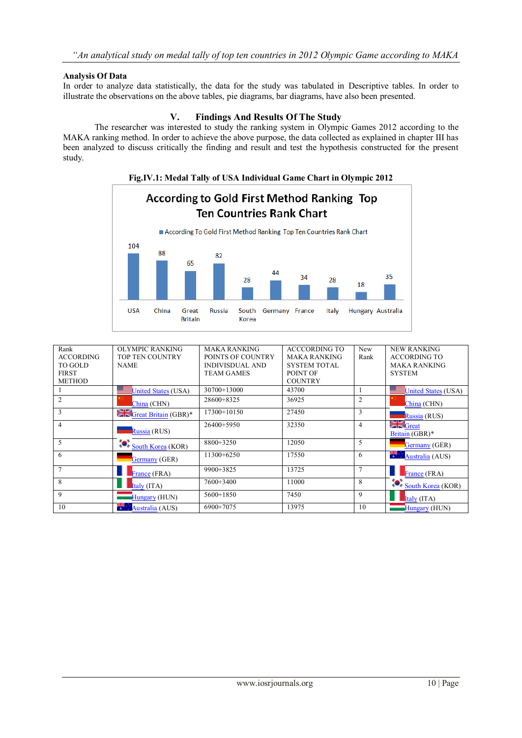**Analysis Of Data**

In order to analyze data statistically, the data for the study was tabulated in Descriptive tables. In order to illustrate the observations on the above tables, pie diagrams, bar diagrams, have also been presented.

## V. Findings And Results Of The Study

The researcher was interested to study the ranking system in Olympic Games 2012 according to the MAKA ranking method. In order to achieve the above purpose, the data collected as explained in chapter III has been analyzed to discuss critically the finding and result and test the hypothesis constructed for the present study.

**Fig.IV.1: Medal Tally of USA Individual Game Chart in Olympic 2012**

According to Gold First Method Ranking Top Ten Countries Rank Chart

| | USA | China | Great Britain | Russia | South Korea | Germany | France | Italy | Hungary | Australia |
|---|---|---|---|---|---|---|---|---|---|---|
| According To Gold First Method Ranking Top Ten Countries Rank Chart | 104 | 88 | 65 | 82 | 28 | 44 | 34 | 28 | 18 | 35 |

| Rank ACCORDING TO GOLD FIRST METHOD | OLYMPIC RANKING TOP TEN COUNTRY NAME | MAKA RANKING POINTS OF COUNTRY INDIVISDUAL AND TEAM GAMES | ACCCORDING TO MAKA RANKING SYSTEM TOTAL POINT OF COUNTRY | New Rank | NEW RANKING ACCORDING TO MAKA RANKING SYSTEM |
|---|---|---|---|---|---|
| 1 | United States (USA) | 30700+13000 | 43700 | 1 | United States (USA) |
| 2 | China (CHN) | 28600+8325 | 36925 | 2 | China (CHN) |
| 3 | Great Britain (GBR)* | 17300+10150 | 27450 | 3 | Russia (RUS) |
| 4 | Russia (RUS) | 26400+5950 | 32350 | 4 | Great Britain (GBR)* |
| 5 | South Korea (KOR) | 8800+3250 | 12050 | 5 | Germany (GER) |
| 6 | Germany (GER) | 11300+6250 | 17550 | 6 | Australia (AUS) |
| 7 | France (FRA) | 9900+3825 | 13725 | 7 | France (FRA) |
| 8 | Italy (ITA) | 7600+3400 | 11000 | 8 | South Korea (KOR) |
| 9 | Hungary (HUN) | 5600+1850 | 7450 | 9 | Italy (ITA) |
| 10 | Australia (AUS) | 6900+7075 | 13975 | 10 | Hungary (HUN) |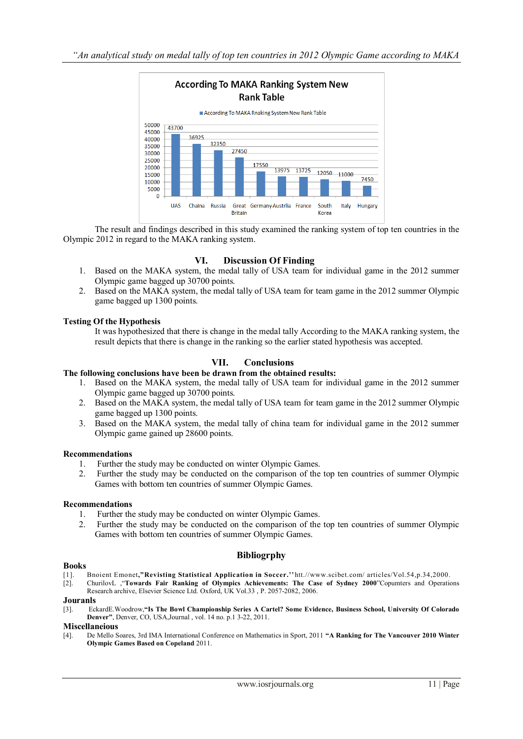According To MAKA Ranking System New Rank Table

According To MAKA Rnaking System New Rank Table

50000
45000
40000
35000
30000
25000
20000
15000
10000
5000
0

43700 36925 32350 27450 17550 13975 13725 12050 11000 7450

UAS Chaina Russia Great Britain Germany Austrlia France South Korea Italy Hungary

The result and findings described in this study examined the ranking system of top ten countries in the Olympic 2012 in regard to the MAKA ranking system.

## VI. Discussion Of Finding

1. Based on the MAKA system, the medal tally of USA team for individual game in the 2012 summer Olympic game bagged up 30700 points.
2. Based on the MAKA system, the medal tally of USA team for team game in the 2012 summer Olympic game bagged up 1300 points.

### Testing Of the Hypothesis

It was hypothesized that there is change in the medal tally According to the MAKA ranking system, the result depicts that there is change in the ranking so the earlier stated hypothesis was accepted.

## VII. Conclusions

**The following conclusions have been be drawn from the obtained results:**

1. Based on the MAKA system, the medal tally of USA team for individual game in the 2012 summer Olympic game bagged up 30700 points.
2. Based on the MAKA system, the medal tally of USA team for team game in the 2012 summer Olympic game bagged up 1300 points.
3. Based on the MAKA system, the medal tally of china team for individual game in the 2012 summer Olympic game gained up 28600 points.

### Recommendations

1. Further the study may be conducted on winter Olympic Games.
2. Further the study may be conducted on the comparison of the top ten countries of summer Olympic Games with bottom ten countries of summer Olympic Games.

### Recommendations

1. Further the study may be conducted on winter Olympic Games.
2. Further the study may be conducted on the comparison of the top ten countries of summer Olympic Games with bottom ten countries of summer Olympic Games.

## Bibliogrphy

### Books

[1]. Bnoient Emonet,**"Revisting Statistical Application in Soccer.''**htt.//www.scibet.com/ articles/Vol.54,p.34,2000.

[2]. ChurilovL ,"**Towards Fair Ranking of Olympics Achievements: The Case of Sydney 2000**"Copumters and Operations Research archive, Elsevier Science Ltd. Oxford, UK Vol.33 , P. 2057-2082, 2006.

### Jourans

[3]. EckardE.Woodrow,**"Is The Bowl Championship Series A Cartel? Some Evidence, Business School, University Of Colorado Denver"**, Denver, CO, USA,Journal , vol. 14 no. p.1 3-22, 2011.

### Miscellaneious

[4]. De Mello Soares, 3rd IMA International Conference on Mathematics in Sport, 2011 **"A Ranking for The Vancouver 2010 Winter Olympic Games Based on Copeland** 2011.